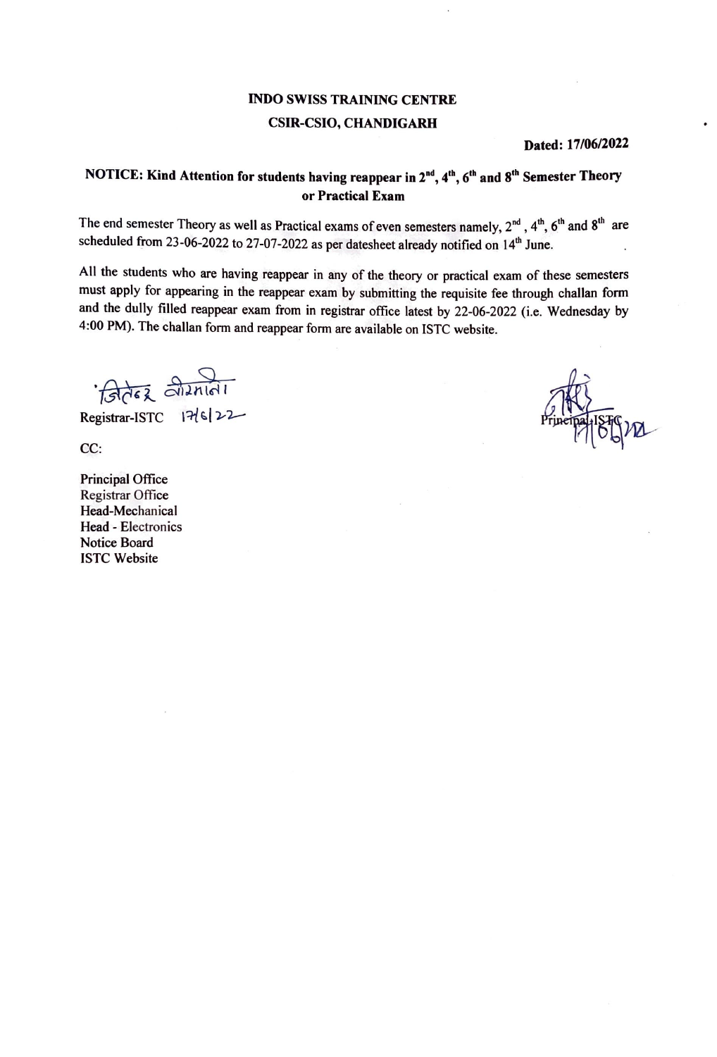**INDO SWISS TRAINING CENTRE**

**CSIR-CSIO, CHANDIGARH**

**Dated: 17/06/2022**

**NOTICE: Kind Attention for students having reappear in 2nd, 4th, 6th and 8th Semester Theory or Practical Exam**

The end semester Theory as well as Practical exams of even semesters namely, 2nd , 4th, 6th and 8th are scheduled from 23-06-2022 to 27-07-2022 as per datesheet already notified on 14th June.

All the students who are having reappear in any of the theory or practical exam of these semesters must apply for appearing in the reappear exam by submitting the requisite fee through challan form and the dully filled reappear exam from in registrar office latest by 22-06-2022 (i.e. Wednesday by 4:00 PM). The challan form and reappear form are available on ISTC website.

Registrar-ISTC 17/6/22

Principal-ISTC 17/6/22

CC:

Principal Office
Registrar Office
Head-Mechanical
Head - Electronics
Notice Board
ISTC Website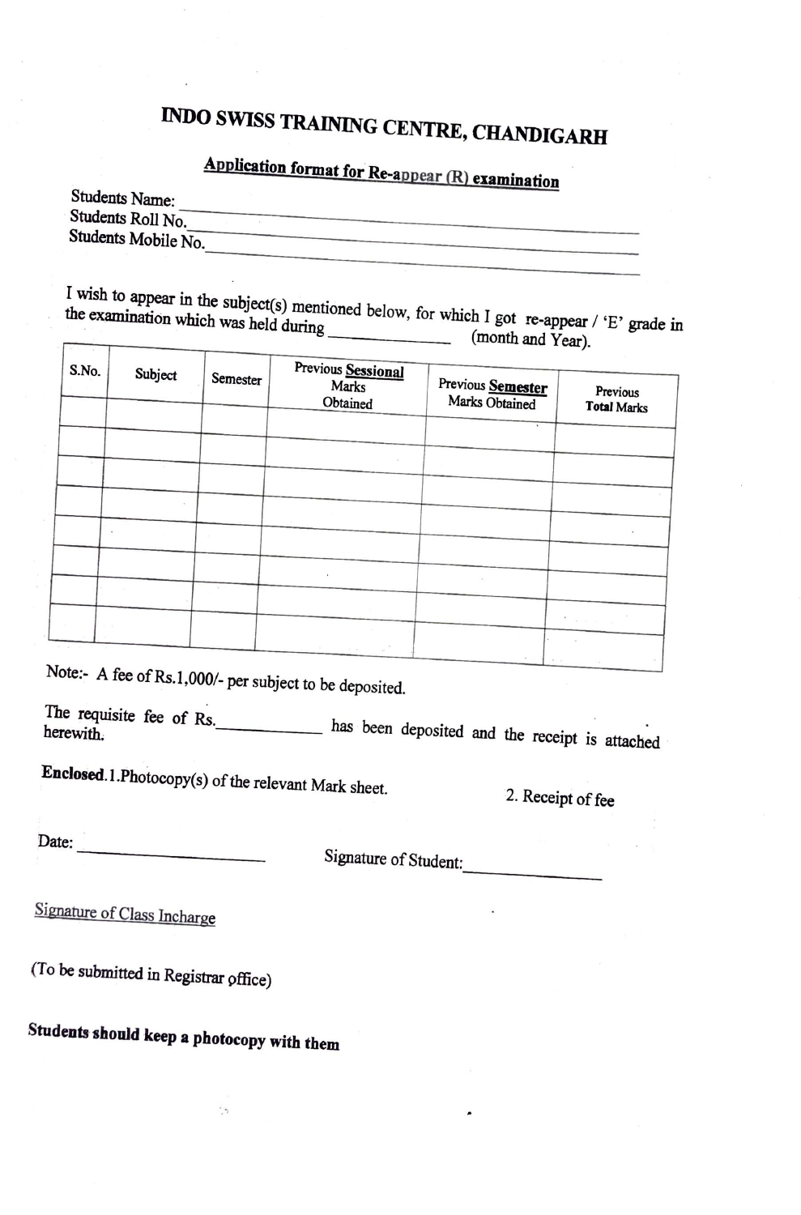# INDO SWISS TRAINING CENTRE, CHANDIGARH

## Application format for Re-appear (R) examination

Students Name: ______________________________

Students Roll No. ______________________________

Students Mobile No. ______________________________

I wish to appear in the subject(s) mentioned below, for which I got re-appear / 'E' grade in the examination which was held during ____________ (month and Year).

| S.No. | Subject | Semester | Previous **Sessional** Marks Obtained | Previous **Semester** Marks Obtained | Previous **Total Marks** |
|---|---|---|---|---|---|
| | | | | | |
| | | | | | |
| | | | | | |
| | | | | | |
| | | | | | |
| | | | | | |
| | | | | | |
| | | | | | |
| | | | | | |

Note:- A fee of Rs.1,000/- per subject to be deposited.

The requisite fee of Rs.____________ has been deposited and the receipt is attached herewith.

**Enclosed.** 1.Photocopy(s) of the relevant Mark sheet. 2. Receipt of fee

Date: ____________________ Signature of Student: ____________

Signature of Class Incharge

(To be submitted in Registrar office)

**Students should keep a photocopy with them**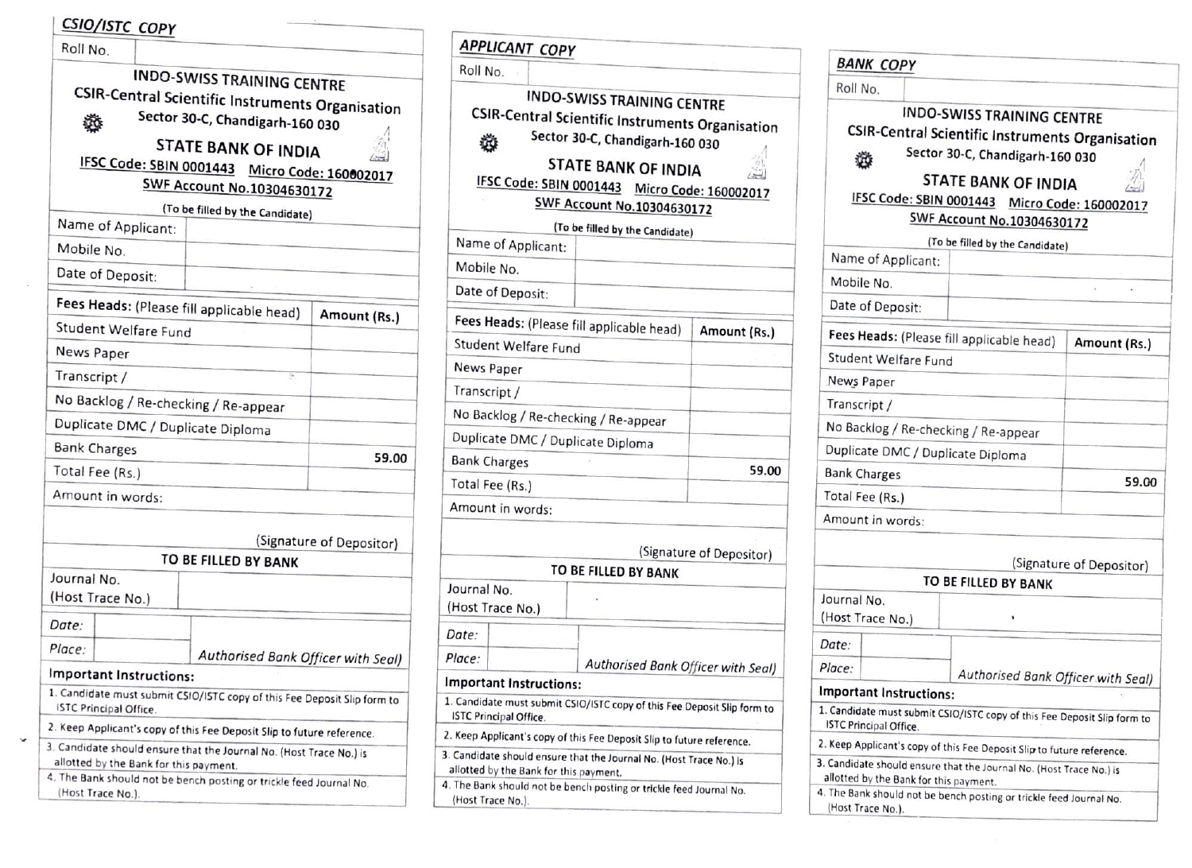## CSIO/ISTC COPY

| Roll No. | |
|---|---|

**INDO-SWISS TRAINING CENTRE**

**CSIR-Central Scientific Instruments Organisation**

**Sector 30-C, Chandigarh-160 030**

**STATE BANK OF INDIA**

**IFSC Code: SBIN 0001443   Micro Code: 160002017**

**SWF Account No.10304630172**

(To be filled by the Candidate)

| | |
|---|---|
| Name of Applicant: | |
| Mobile No. | |
| Date of Deposit: | |

| **Fees Heads:** (Please fill applicable head) | **Amount (Rs.)** |
|---|---|
| Student Welfare Fund | |
| News Paper | |
| Transcript / | |
| No Backlog / Re-checking / Re-appear | |
| Duplicate DMC / Duplicate Diploma | |
| Bank Charges | 59.00 |
| Total Fee (Rs.) | |

Amount in words:

(Signature of Depositor)

**TO BE FILLED BY BANK**

| | | |
|---|---|---|
| Journal No. (Host Trace No.) | | |
| *Date:* | | |
| *Place:* | | *Authorised Bank Officer with Seal)* |

**Important Instructions:**

1. Candidate must submit CSIO/ISTC copy of this Fee Deposit Slip form to ISTC Principal Office.
2. Keep Applicant's copy of this Fee Deposit Slip to future reference.
3. Candidate should ensure that the Journal No. (Host Trace No.) is allotted by the Bank for this payment.
4. The Bank should not be bench posting or trickle feed Journal No. (Host Trace No.).

## APPLICANT COPY

| Roll No. | |
|---|---|

**INDO-SWISS TRAINING CENTRE**

**CSIR-Central Scientific Instruments Organisation**

**Sector 30-C, Chandigarh-160 030**

**STATE BANK OF INDIA**

**IFSC Code: SBIN 0001443   Micro Code: 160002017**

**SWF Account No.10304630172**

(To be filled by the Candidate)

| | |
|---|---|
| Name of Applicant: | |
| Mobile No. | |
| Date of Deposit: | |

| **Fees Heads:** (Please fill applicable head) | **Amount (Rs.)** |
|---|---|
| Student Welfare Fund | |
| News Paper | |
| Transcript / | |
| No Backlog / Re-checking / Re-appear | |
| Duplicate DMC / Duplicate Diploma | |
| Bank Charges | 59.00 |
| Total Fee (Rs.) | |

Amount in words:

(Signature of Depositor)

**TO BE FILLED BY BANK**

| | | |
|---|---|---|
| Journal No. (Host Trace No.) | | |
| *Date:* | | |
| *Place:* | | *Authorised Bank Officer with Seal)* |

**Important Instructions:**

1. Candidate must submit CSIO/ISTC copy of this Fee Deposit Slip form to ISTC Principal Office.
2. Keep Applicant's copy of this Fee Deposit Slip to future reference.
3. Candidate should ensure that the Journal No. (Host Trace No.) is allotted by the Bank for this payment.
4. The Bank should not be bench posting or trickle feed Journal No. (Host Trace No.).

## BANK COPY

| Roll No. | |
|---|---|

**INDO-SWISS TRAINING CENTRE**

**CSIR-Central Scientific Instruments Organisation**

**Sector 30-C, Chandigarh-160 030**

**STATE BANK OF INDIA**

**IFSC Code: SBIN 0001443   Micro Code: 160002017**

**SWF Account No.10304630172**

(To be filled by the Candidate)

| | |
|---|---|
| Name of Applicant: | |
| Mobile No. | |
| Date of Deposit: | |

| **Fees Heads:** (Please fill applicable head) | **Amount (Rs.)** |
|---|---|
| Student Welfare Fund | |
| News Paper | |
| Transcript / | |
| No Backlog / Re-checking / Re-appear | |
| Duplicate DMC / Duplicate Diploma | |
| Bank Charges | 59.00 |
| Total Fee (Rs.) | |

Amount in words:

(Signature of Depositor)

**TO BE FILLED BY BANK**

| | | |
|---|---|---|
| Journal No. (Host Trace No.) | | |
| *Date:* | | |
| *Place:* | | *Authorised Bank Officer with Seal)* |

**Important Instructions:**

1. Candidate must submit CSIO/ISTC copy of this Fee Deposit Slip form to ISTC Principal Office.
2. Keep Applicant's copy of this Fee Deposit Slip to future reference.
3. Candidate should ensure that the Journal No. (Host Trace No.) is allotted by the Bank for this payment.
4. The Bank should not be bench posting or trickle feed Journal No. (Host Trace No.).